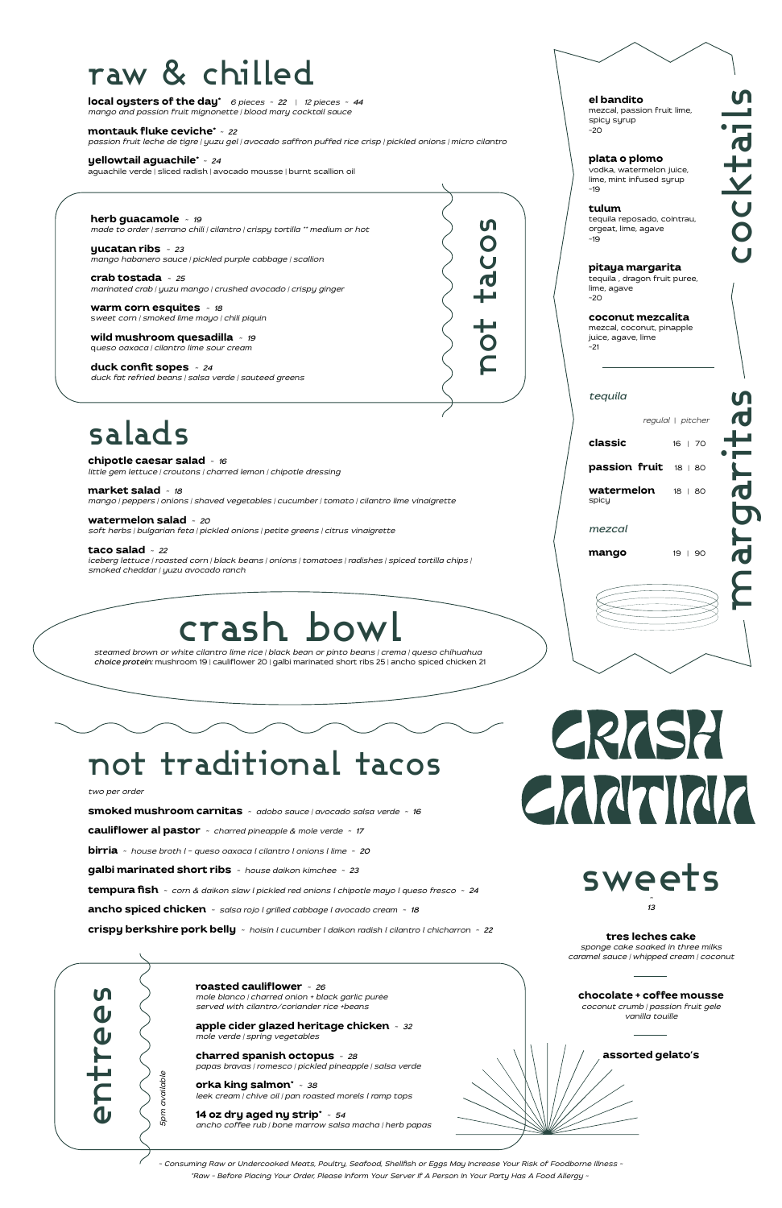# CRASH CANTINA

## raw & chilled

**local oysters of the day*** *6 pieces ~ 22 | 12 pieces ~ 44*
*mango and passion fruit mignonette | blood mary cocktail sauce*

**montauk fluke ceviche*** *~ 22*
*passion fruit leche de tigre | yuzu gel | avocado saffron puffed rice crisp | pickled onions | micro cilantro*

**yellowtail aguachile*** *~ 24*
aguachile verde | sliced radish | avocado mousse | burnt scallion oil

## not tacos

**herb guacamole** *~ 19*
*made to order | serrano chili | cilantro | crispy tortilla ** medium or hot*

**yucatan ribs** *~ 23*
*mango habanero sauce | pickled purple cabbage | scallion*

**crab tostada** *~ 25*
*marinated crab | yuzu mango | crushed avocado | crispy ginger*

**warm corn esquites** *~ 18*
*sweet corn | smoked lime mayo | chili piquin*

**wild mushroom quesadilla** *~ 19*
*queso oaxaca | cilantro lime sour cream*

**duck confit sopes** *~ 24*
*duck fat refried beans | salsa verde | sauteed greens*

## salads

**chipotle caesar salad** *~ 16*
*little gem lettuce | croutons | charred lemon | chipotle dressing*

**market salad** *~ 18*
*mango | peppers | onions | shaved vegetables | cucumber | tomato | cilantro lime vinaigrette*

**watermelon salad** *~ 20*
*soft herbs | bulgarian feta | pickled onions | petite greens | citrus vinaigrette*

**taco salad** *~ 22*
*iceberg lettuce | roasted corn | black beans | onions | tomatoes | radishes | spiced tortilla chips | smoked cheddar | yuzu avocado ranch*

## crash bowl

*steamed brown or white cilantro lime rice | black bean or pinto beans | crema | queso chihuahua*
***choice protein:*** mushroom 19 | cauliflower 20 | galbi marinated short ribs 25 | ancho spiced chicken 21

## not traditional tacos

*two per order*

**smoked mushroom carnitas** *~ adobo sauce | avocado salsa verde ~ 16*

**cauliflower al pastor** *~ charred pineapple & mole verde ~ 17*

**birria** *~ house broth | ~ queso oaxaca | cilantro | onions | lime ~ 20*

**galbi marinated short ribs** *~ house daikon kimchee ~ 23*

**tempura fish** *~ corn & daikon slaw | pickled red onions | chipotle mayo | queso fresco ~ 24*

**ancho spiced chicken** *~ salsa rojo | grilled cabbage | avocado cream ~ 18*

**crispy berkshire pork belly** *~ hoisin | cucumber | daikon radish | cilantro | chicharron ~ 22*

## entrees

*5pm available*

**roasted cauliflower** *~ 26*
*mole blanco | charred onion + black garlic purée served with cilantro/coriander rice +beans*

**apple cider glazed heritage chicken** *~ 32*
*mole verde | spring vegetables*

**charred spanish octopus** *~ 28*
*papas bravas | romesco | pickled pineapple | salsa verde*

**orka king salmon*** *~ 38*
*leek cream | chive oil | pan roasted morels | ramp tops*

**14 oz dry aged ny strip*** *~ 54*
*ancho coffee rub | bone marrow salsa macha | herb papas*

## cocktails

**el bandito**
mezcal, passion fruit lime, spicy syrup
~20

**plata o plomo**
vodka, watermelon juice, lime, mint infused syrup
~19

**tulum**
tequila reposado, cointrau, orgeat, lime, agave
~19

**pitaya margarita**
tequila , dragon fruit puree, lime, agave
~20

**coconut mezcalita**
mezcal, coconut, pinapple juice, agave, lime
~21

## margaritas

*tequila*

| | *regular* | *pitcher* |
|---|---|---|
| **classic** | 16 | 70 |
| **passion fruit** | 18 | 80 |
| **watermelon** spicy | 18 | 80 |

*mezcal*

| | *regular* | *pitcher* |
|---|---|---|
| **mango** | 19 | 90 |

## sweets

~ 13

**tres leches cake**
*sponge cake soaked in three milks caramel sauce | whipped cream | coconut*

**chocolate + coffee mousse**
*coconut crumb | passion fruit gele vanilla touille*

**assorted gelato's**

*~ Consuming Raw or Undercooked Meats, Poultry, Seafood, Shellfish or Eggs May Increase Your Risk of Foodborne Illness ~*
*\*Raw ~ Before Placing Your Order, Please Inform Your Server If A Person In Your Party Has A Food Allergy ~*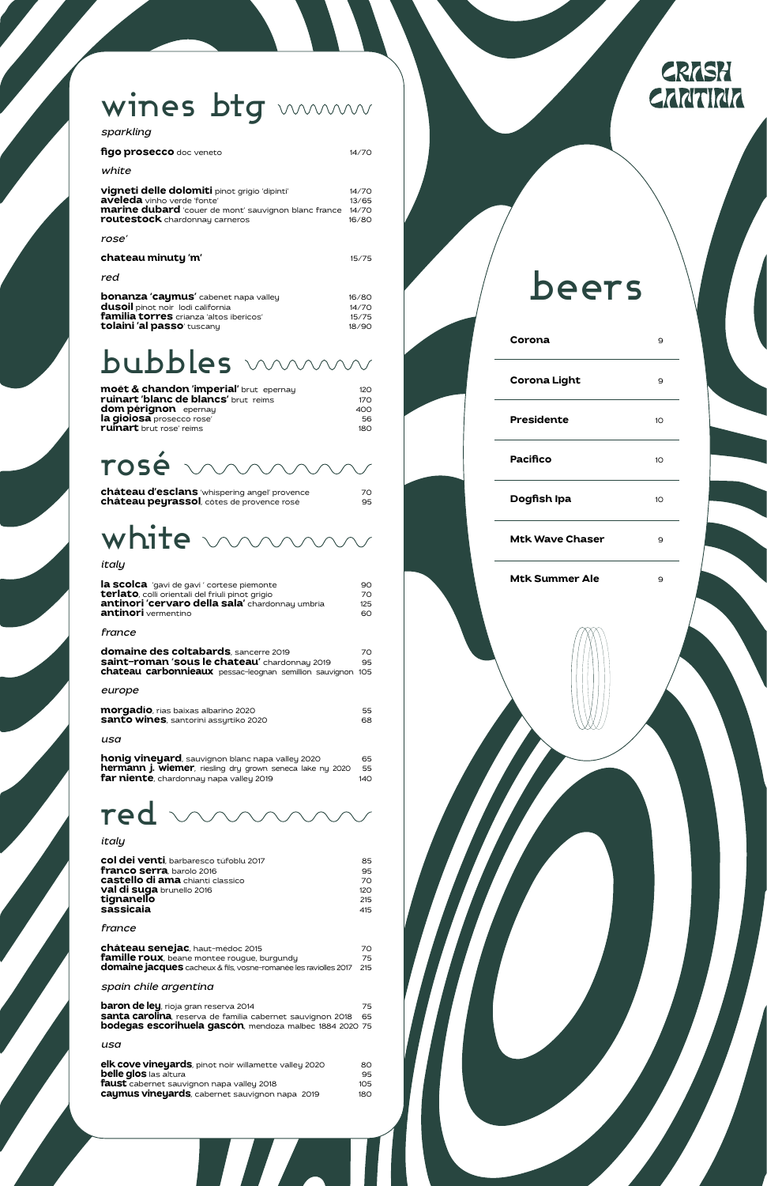# wines btg

*sparkling*

| | |
|---|---|
| **figo prosecco** doc veneto | 14/70 |

*white*

| | |
|---|---|
| **vigneti delle dolomiti** pinot grigio 'dipinti' | 14/70 |
| **aveleda** vinho verde 'fonte' | 13/65 |
| **marine dubard** 'couer de mont' sauvignon blanc france | 14/70 |
| **routestock** chardonnay carneros | 16/80 |

*rose'*

| | |
|---|---|
| **chateau minuty 'm'** | 15/75 |

*red*

| | |
|---|---|
| **bonanza 'caymus'** cabenet napa valley | 16/80 |
| **dusoil** pinot noir lodi california | 14/70 |
| **familia torres** crianza 'altos ibericos' | 15/75 |
| **tolaini 'al passo'** tuscany | 18/90 |

# bubbles

| | |
|---|---|
| **moët & chandon 'imperial'** brut epernay | 120 |
| **ruinart 'blanc de blancs'** brut reims | 170 |
| **dom pérignon** epernay | 400 |
| **la gioiosa** prosecco rose' | 56 |
| **ruinart** brut rose' reims | 180 |

# rosé

| | |
|---|---|
| **château d'esclans** 'whispering angel' provence | 70 |
| **château peyrassol**, côtes de provence rosé | 95 |

# white

*italy*

| | |
|---|---|
| **la scolca** 'gavi de gavi ' cortese piemonte | 90 |
| **terlato**, colli orientali del friuli pinot grigio | 70 |
| **antinori 'cervaro della sala'** chardonnay umbria | 125 |
| **antinori** vermentino | 60 |

*france*

| | |
|---|---|
| **domaine des coltabards**, sancerre 2019 | 70 |
| **saint-roman 'sous le chateau'** chardonnay 2019 | 95 |
| **chateau carbonnieaux** pessac-leognan semillion sauvignon | 105 |

*europe*

| | |
|---|---|
| **morgadio**, rias baixas albarino 2020 | 55 |
| **santo wines**, santorini assyrtiko 2020 | 68 |

*usa*

| | |
|---|---|
| **honig vineyard**, sauvignon blanc napa valley 2020 | 65 |
| **hermann j. wiemer**, riesling dry grown seneca lake ny 2020 | 55 |
| **far niente**, chardonnay napa valley 2019 | 140 |

# red

*italy*

| | |
|---|---|
| **col dei venti**, barbaresco tufoblu 2017 | 85 |
| **franco serra**, barolo 2016 | 95 |
| **castello di ama** chianti classico | 70 |
| **val di suga** brunello 2016 | 120 |
| **tignanello** | 215 |
| **sassicaia** | 415 |

*france*

| | |
|---|---|
| **château senejac**, haut-médoc 2015 | 70 |
| **famille roux**, beane montee rougue, burgundy | 75 |
| **domaine jacques** cacheux & fils, vosne-romanée les raviolles 2017 | 215 |

*spain chile argentina*

| | |
|---|---|
| **baron de ley**, rioja gran reserva 2014 | 75 |
| **santa carolina**, reserva de familia cabernet sauvignon 2018 | 65 |
| **bodegas escorihuela gascón**, mendoza malbec 1884 2020 | 75 |

*usa*

| | |
|---|---|
| **elk cove vineyards**, pinot noir willamette valley 2020 | 80 |
| **belle glos** las altura | 95 |
| **faust** cabernet sauvignon napa valley 2018 | 105 |
| **caymus vineyards**, cabernet sauvignon napa 2019 | 180 |

CRASH CANTINA

# beers

| | |
|---|---|
| **Corona** | 9 |
| **Corona Light** | 9 |
| **Presidente** | 10 |
| **Pacifico** | 10 |
| **Dogfish Ipa** | 10 |
| **Mtk Wave Chaser** | 9 |
| **Mtk Summer Ale** | 9 |